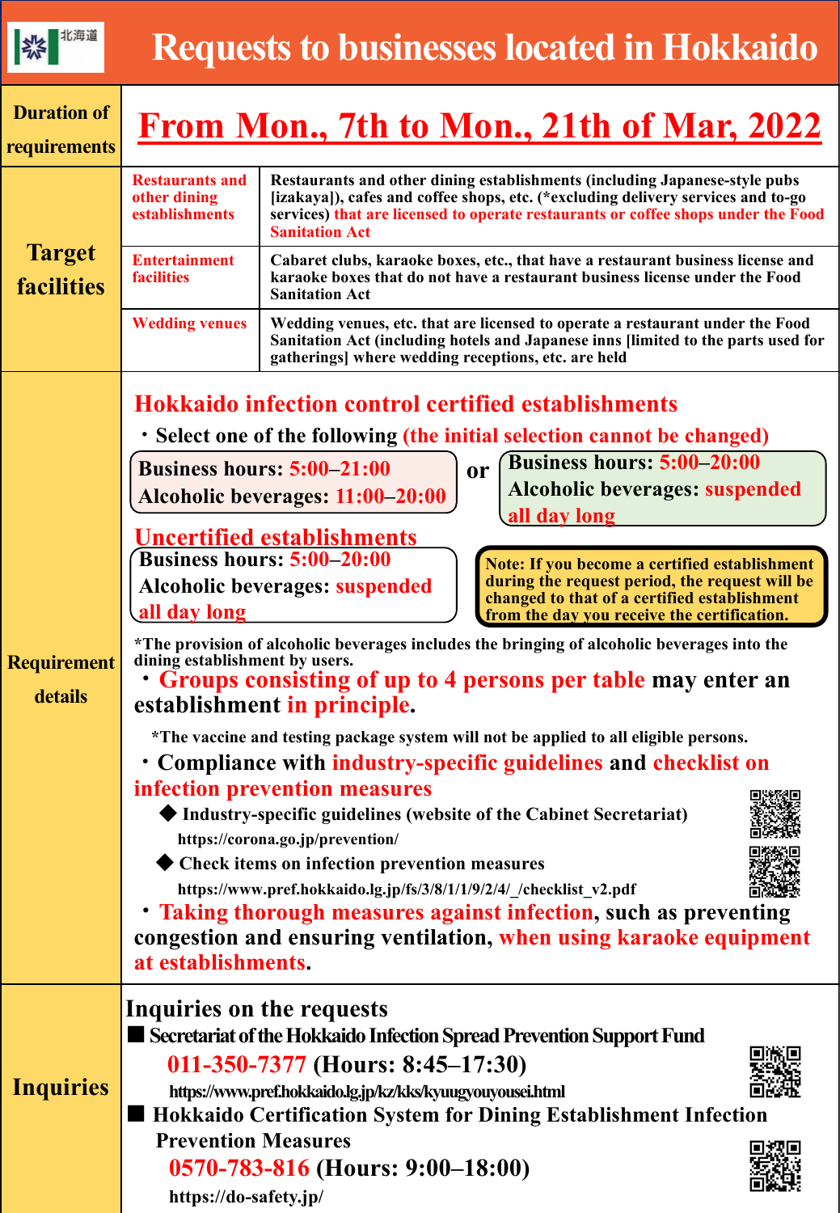# Requests to businesses located in Hokkaido

**Duration of requirements**

## From Mon., 7th to Mon., 21th of Mar, 2022

**Target facilities**

| Category | Details |
|---|---|
| Restaurants and other dining establishments | Restaurants and other dining establishments (including Japanese-style pubs [izakaya]), cafes and coffee shops, etc. (*excluding delivery services and to-go services) that are licensed to operate restaurants or coffee shops under the Food Sanitation Act |
| Entertainment facilities | Cabaret clubs, karaoke boxes, etc., that have a restaurant business license and karaoke boxes that do not have a restaurant business license under the Food Sanitation Act |
| Wedding venues | Wedding venues, etc. that are licensed to operate a restaurant under the Food Sanitation Act (including hotels and Japanese inns [limited to the parts used for gatherings] where wedding receptions, etc. are held |

**Requirement details**

### Hokkaido infection control certified establishments

・Select one of the following (the initial selection cannot be changed)

- Business hours: 5:00–21:00
  Alcoholic beverages: 11:00–20:00

or

- Business hours: 5:00–20:00
  Alcoholic beverages: suspended all day long

### Uncertified establishments

Business hours: 5:00–20:00
Alcoholic beverages: suspended all day long

**Note: If you become a certified establishment during the request period, the request will be changed to that of a certified establishment from the day you receive the certification.**

*The provision of alcoholic beverages includes the bringing of alcoholic beverages into the dining establishment by users.

・**Groups consisting of up to 4 persons per table may enter an establishment in principle.**

*The vaccine and testing package system will not be applied to all eligible persons.

・**Compliance with industry-specific guidelines and checklist on infection prevention measures**

◆ Industry-specific guidelines (website of the Cabinet Secretariat)
https://corona.go.jp/prevention/

◆ Check items on infection prevention measures
https://www.pref.hokkaido.lg.jp/fs/3/8/1/1/9/2/4/_/checklist_v2.pdf

・**Taking thorough measures against infection, such as preventing congestion and ensuring ventilation, when using karaoke equipment at establishments.**

**Inquiries**

### Inquiries on the requests

■ Secretariat of the Hokkaido Infection Spread Prevention Support Fund
011-350-7377 (Hours: 8:45–17:30)
https://www.pref.hokkaido.lg.jp/kz/kks/kyuugyouyousei.html

■ Hokkaido Certification System for Dining Establishment Infection Prevention Measures
0570-783-816 (Hours: 9:00–18:00)
https://do-safety.jp/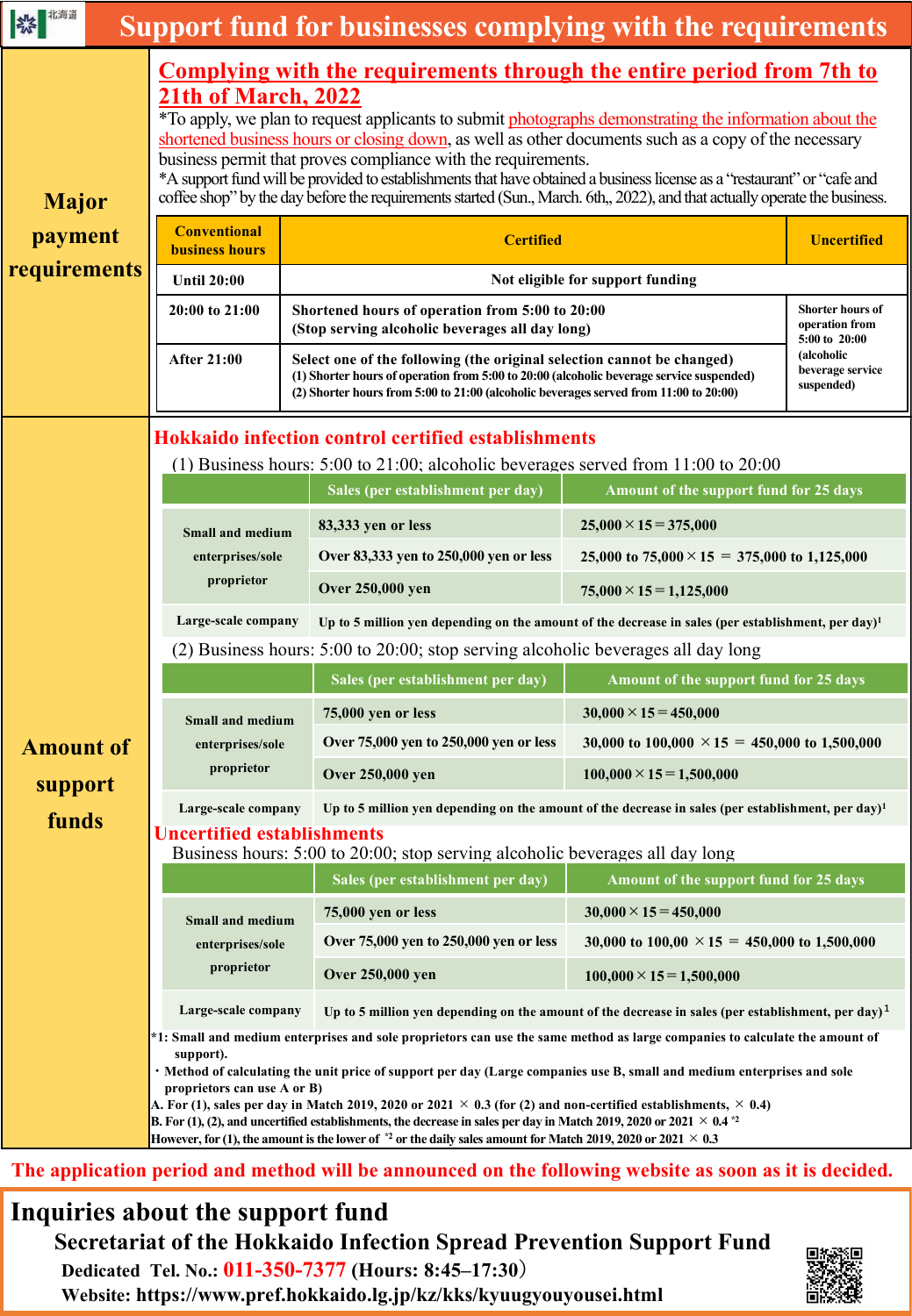# Support fund for businesses complying with the requirements

## Major payment requirements

**Complying with the requirements through the entire period from 7th to 21th of March, 2022**

*To apply, we plan to request applicants to submit photographs demonstrating the information about the shortened business hours or closing down, as well as other documents such as a copy of the necessary business permit that proves compliance with the requirements.

*A support fund will be provided to establishments that have obtained a business license as a "restaurant" or "cafe and coffee shop" by the day before the requirements started (Sun., March. 6th,, 2022), and that actually operate the business.

| Conventional business hours | Certified | Uncertified |
|---|---|---|
| Until 20:00 | Not eligible for support funding | |
| 20:00 to 21:00 | Shortened hours of operation from 5:00 to 20:00 (Stop serving alcoholic beverages all day long) | Shorter hours of operation from 5:00 to 20:00 (alcoholic beverage service suspended) |
| After 21:00 | Select one of the following (the original selection cannot be changed)<br>(1) Shorter hours of operation from 5:00 to 20:00 (alcoholic beverage service suspended)<br>(2) Shorter hours from 5:00 to 21:00 (alcoholic beverages served from 11:00 to 20:00) | |

## Amount of support funds

### Hokkaido infection control certified establishments

(1) Business hours: 5:00 to 21:00; alcoholic beverages served from 11:00 to 20:00

| | Sales (per establishment per day) | Amount of the support fund for 25 days |
|---|---|---|
| Small and medium enterprises/sole proprietor | 83,333 yen or less | 25,000 × 15 = 375,000 |
| | Over 83,333 yen to 250,000 yen or less | 25,000 to 75,000 × 15 = 375,000 to 1,125,000 |
| | Over 250,000 yen | 75,000 × 15 = 1,125,000 |
| Large-scale company | Up to 5 million yen depending on the amount of the decrease in sales (per establishment, per day)[1] | |

(2) Business hours: 5:00 to 20:00; stop serving alcoholic beverages all day long

| | Sales (per establishment per day) | Amount of the support fund for 25 days |
|---|---|---|
| Small and medium enterprises/sole proprietor | 75,000 yen or less | 30,000 × 15 = 450,000 |
| | Over 75,000 yen to 250,000 yen or less | 30,000 to 100,000 × 15 = 450,000 to 1,500,000 |
| | Over 250,000 yen | 100,000 × 15 = 1,500,000 |
| Large-scale company | Up to 5 million yen depending on the amount of the decrease in sales (per establishment, per day)[1] | |

### Uncertified establishments

Business hours: 5:00 to 20:00; stop serving alcoholic beverages all day long

| | Sales (per establishment per day) | Amount of the support fund for 25 days |
|---|---|---|
| Small and medium enterprises/sole proprietor | 75,000 yen or less | 30,000 × 15 = 450,000 |
| | Over 75,000 yen to 250,000 yen or less | 30,000 to 100,00 × 15 = 450,000 to 1,500,000 |
| | Over 250,000 yen | 100,000 × 15 = 1,500,000 |
| Large-scale company | Up to 5 million yen depending on the amount of the decrease in sales (per establishment, per day)[1] | |

*1: Small and medium enterprises and sole proprietors can use the same method as large companies to calculate the amount of support).

・Method of calculating the unit price of support per day (Large companies use B, small and medium enterprises and sole proprietors can use A or B)

A. For (1), sales per day in Match 2019, 2020 or 2021 × 0.3 (for (2) and non-certified establishments, × 0.4)

B. For (1), (2), and uncertified establishments, the decrease in sales per day in Match 2019, 2020 or 2021 × 0.4 *2

However, for (1), the amount is the lower of *2 or the daily sales amount for Match 2019, 2020 or 2021 × 0.3

**The application period and method will be announced on the following website as soon as it is decided.**

## Inquiries about the support fund

**Secretariat of the Hokkaido Infection Spread Prevention Support Fund**

**Dedicated Tel. No.: 011-350-7377 (Hours: 8:45–17:30)**

**Website: https://www.pref.hokkaido.lg.jp/kz/kks/kyuugyouyousei.html**